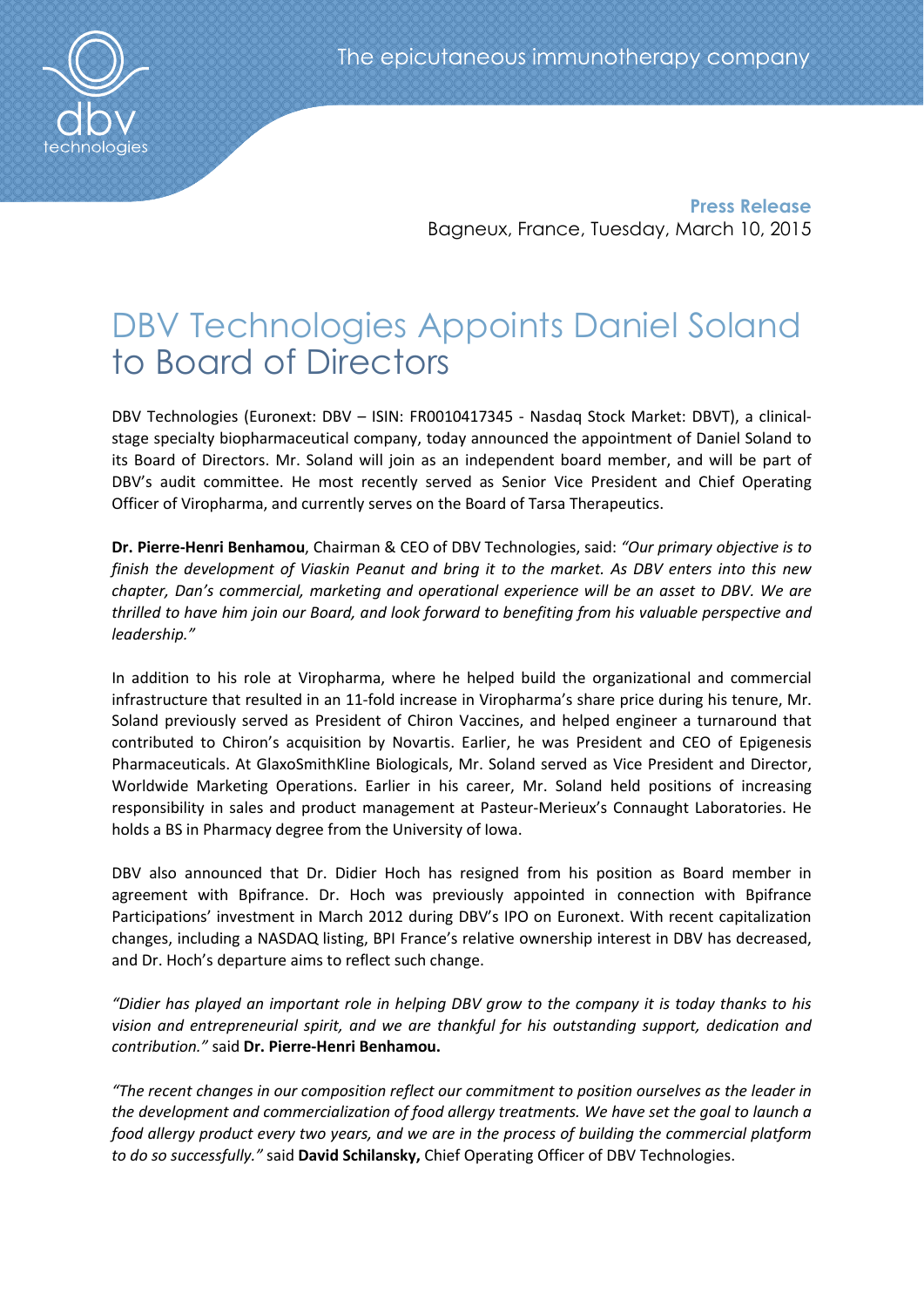The epicutaneous immunotherapy company

**Press Release**
Bagneux, France, Tuesday, March 10, 2015

# DBV Technologies Appoints Daniel Soland to Board of Directors

DBV Technologies (Euronext: DBV – ISIN: FR0010417345 - Nasdaq Stock Market: DBVT), a clinical-stage specialty biopharmaceutical company, today announced the appointment of Daniel Soland to its Board of Directors. Mr. Soland will join as an independent board member, and will be part of DBV's audit committee. He most recently served as Senior Vice President and Chief Operating Officer of Viropharma, and currently serves on the Board of Tarsa Therapeutics.

**Dr. Pierre-Henri Benhamou**, Chairman & CEO of DBV Technologies, said: *"Our primary objective is to finish the development of Viaskin Peanut and bring it to the market. As DBV enters into this new chapter, Dan's commercial, marketing and operational experience will be an asset to DBV. We are thrilled to have him join our Board, and look forward to benefiting from his valuable perspective and leadership."*

In addition to his role at Viropharma, where he helped build the organizational and commercial infrastructure that resulted in an 11-fold increase in Viropharma's share price during his tenure, Mr. Soland previously served as President of Chiron Vaccines, and helped engineer a turnaround that contributed to Chiron's acquisition by Novartis. Earlier, he was President and CEO of Epigenesis Pharmaceuticals. At GlaxoSmithKline Biologicals, Mr. Soland served as Vice President and Director, Worldwide Marketing Operations. Earlier in his career, Mr. Soland held positions of increasing responsibility in sales and product management at Pasteur-Merieux's Connaught Laboratories. He holds a BS in Pharmacy degree from the University of Iowa.

DBV also announced that Dr. Didier Hoch has resigned from his position as Board member in agreement with Bpifrance. Dr. Hoch was previously appointed in connection with Bpifrance Participations' investment in March 2012 during DBV's IPO on Euronext. With recent capitalization changes, including a NASDAQ listing, BPI France's relative ownership interest in DBV has decreased, and Dr. Hoch's departure aims to reflect such change.

*"Didier has played an important role in helping DBV grow to the company it is today thanks to his vision and entrepreneurial spirit, and we are thankful for his outstanding support, dedication and contribution."* said **Dr. Pierre-Henri Benhamou.**

*"The recent changes in our composition reflect our commitment to position ourselves as the leader in the development and commercialization of food allergy treatments. We have set the goal to launch a food allergy product every two years, and we are in the process of building the commercial platform to do so successfully."* said **David Schilansky,** Chief Operating Officer of DBV Technologies.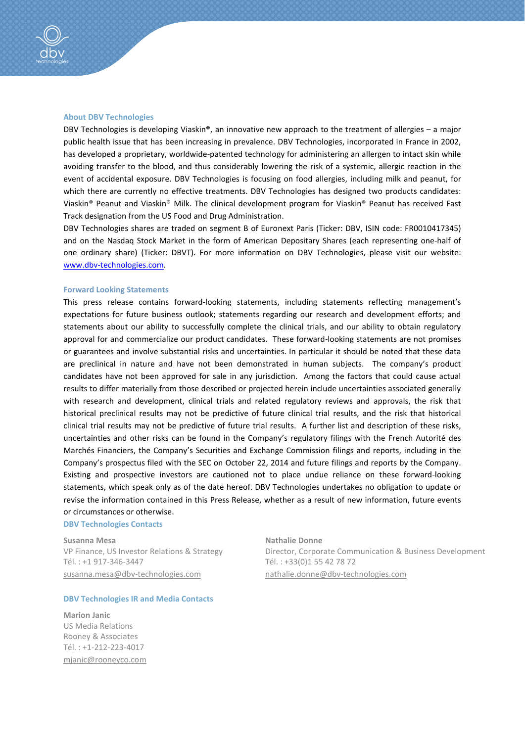## About DBV Technologies

DBV Technologies is developing Viaskin®, an innovative new approach to the treatment of allergies – a major public health issue that has been increasing in prevalence. DBV Technologies, incorporated in France in 2002, has developed a proprietary, worldwide-patented technology for administering an allergen to intact skin while avoiding transfer to the blood, and thus considerably lowering the risk of a systemic, allergic reaction in the event of accidental exposure. DBV Technologies is focusing on food allergies, including milk and peanut, for which there are currently no effective treatments. DBV Technologies has designed two products candidates: Viaskin® Peanut and Viaskin® Milk. The clinical development program for Viaskin® Peanut has received Fast Track designation from the US Food and Drug Administration.

DBV Technologies shares are traded on segment B of Euronext Paris (Ticker: DBV, ISIN code: FR0010417345) and on the Nasdaq Stock Market in the form of American Depositary Shares (each representing one-half of one ordinary share) (Ticker: DBVT). For more information on DBV Technologies, please visit our website: [www.dbv-technologies.com](http://www.dbv-technologies.com).

## Forward Looking Statements

This press release contains forward-looking statements, including statements reflecting management's expectations for future business outlook; statements regarding our research and development efforts; and statements about our ability to successfully complete the clinical trials, and our ability to obtain regulatory approval for and commercialize our product candidates. These forward-looking statements are not promises or guarantees and involve substantial risks and uncertainties. In particular it should be noted that these data are preclinical in nature and have not been demonstrated in human subjects. The company's product candidates have not been approved for sale in any jurisdiction. Among the factors that could cause actual results to differ materially from those described or projected herein include uncertainties associated generally with research and development, clinical trials and related regulatory reviews and approvals, the risk that historical preclinical results may not be predictive of future clinical trial results, and the risk that historical clinical trial results may not be predictive of future trial results. A further list and description of these risks, uncertainties and other risks can be found in the Company's regulatory filings with the French Autorité des Marchés Financiers, the Company's Securities and Exchange Commission filings and reports, including in the Company's prospectus filed with the SEC on October 22, 2014 and future filings and reports by the Company. Existing and prospective investors are cautioned not to place undue reliance on these forward-looking statements, which speak only as of the date hereof. DBV Technologies undertakes no obligation to update or revise the information contained in this Press Release, whether as a result of new information, future events or circumstances or otherwise.

## DBV Technologies Contacts

**Susanna Mesa**
VP Finance, US Investor Relations & Strategy
Tél. : +1 917-346-3447
susanna.mesa@dbv-technologies.com

**Nathalie Donne**
Director, Corporate Communication & Business Development
Tél. : +33(0)1 55 42 78 72
nathalie.donne@dbv-technologies.com

## DBV Technologies IR and Media Contacts

**Marion Janic**
US Media Relations
Rooney & Associates
Tél. : +1-212-223-4017
mjanic@rooneyco.com